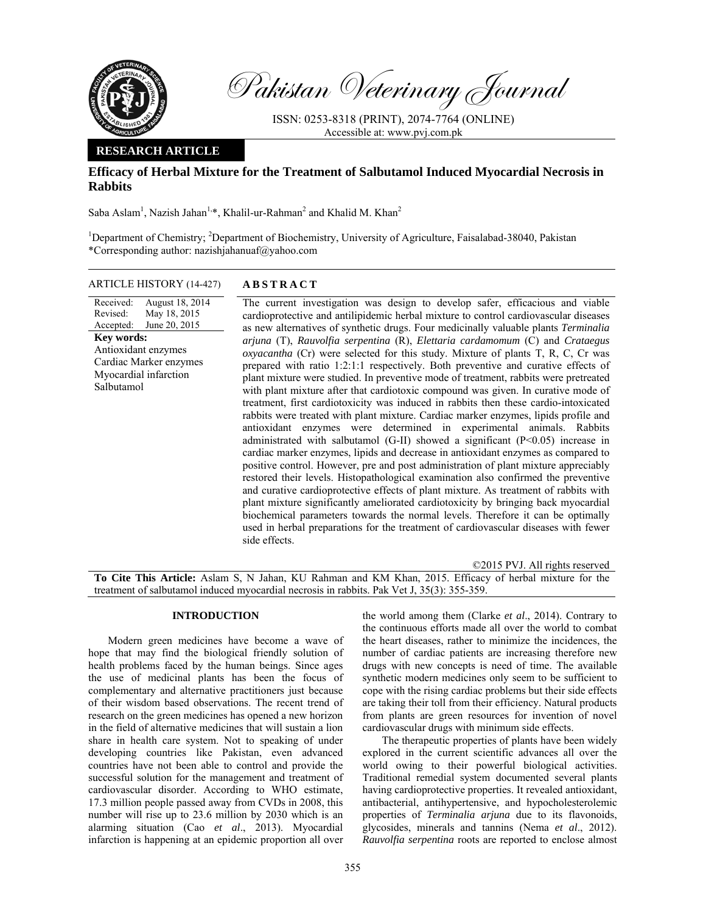Pakistan Veterinary Journal

ISSN: 0253-8318 (PRINT), 2074-7764 (ONLINE)
Accessible at: www.pvj.com.pk

**RESEARCH ARTICLE**

# Efficacy of Herbal Mixture for the Treatment of Salbutamol Induced Myocardial Necrosis in Rabbits

Saba Aslam[1], Nazish Jahan[1,*], Khalil-ur-Rahman[2] and Khalid M. Khan[2]

[1]Department of Chemistry; [2]Department of Biochemistry, University of Agriculture, Faisalabad-38040, Pakistan
*Corresponding author: nazishjahanuaf@yahoo.com

**ARTICLE HISTORY** (14-427)

Received: August 18, 2014
Revised: May 18, 2015
Accepted: June 20, 2015

**Key words:**
Antioxidant enzymes
Cardiac Marker enzymes
Myocardial infarction
Salbutamol

## ABSTRACT

The current investigation was design to develop safer, efficacious and viable cardioprotective and antilipidemic herbal mixture to control cardiovascular diseases as new alternatives of synthetic drugs. Four medicinally valuable plants *Terminalia arjuna* (T), *Rauvolfia serpentina* (R), *Elettaria cardamomum* (C) and *Crataegus oxyacantha* (Cr) were selected for this study. Mixture of plants T, R, C, Cr was prepared with ratio 1:2:1:1 respectively. Both preventive and curative effects of plant mixture were studied. In preventive mode of treatment, rabbits were pretreated with plant mixture after that cardiotoxic compound was given. In curative mode of treatment, first cardiotoxicity was induced in rabbits then these cardio-intoxicated rabbits were treated with plant mixture. Cardiac marker enzymes, lipids profile and antioxidant enzymes were determined in experimental animals. Rabbits administrated with salbutamol (G-II) showed a significant ($P<0.05$) increase in cardiac marker enzymes, lipids and decrease in antioxidant enzymes as compared to positive control. However, pre and post administration of plant mixture appreciably restored their levels. Histopathological examination also confirmed the preventive and curative cardioprotective effects of plant mixture. As treatment of rabbits with plant mixture significantly ameliorated cardiotoxicity by bringing back myocardial biochemical parameters towards the normal levels. Therefore it can be optimally used in herbal preparations for the treatment of cardiovascular diseases with fewer side effects.

©2015 PVJ. All rights reserved

**To Cite This Article:** Aslam S, N Jahan, KU Rahman and KM Khan, 2015. Efficacy of herbal mixture for the treatment of salbutamol induced myocardial necrosis in rabbits. Pak Vet J, 35(3): 355-359.

## INTRODUCTION

Modern green medicines have become a wave of hope that may find the biological friendly solution of health problems faced by the human beings. Since ages the use of medicinal plants has been the focus of complementary and alternative practitioners just because of their wisdom based observations. The recent trend of research on the green medicines has opened a new horizon in the field of alternative medicines that will sustain a lion share in health care system. Not to speaking of under developing countries like Pakistan, even advanced countries have not been able to control and provide the successful solution for the management and treatment of cardiovascular disorder. According to WHO estimate, 17.3 million people passed away from CVDs in 2008, this number will rise up to 23.6 million by 2030 which is an alarming situation (Cao *et al*., 2013). Myocardial infarction is happening at an epidemic proportion all over the world among them (Clarke *et al*., 2014). Contrary to the continuous efforts made all over the world to combat the heart diseases, rather to minimize the incidences, the number of cardiac patients are increasing therefore new drugs with new concepts is need of time. The available synthetic modern medicines only seem to be sufficient to cope with the rising cardiac problems but their side effects are taking their toll from their efficiency. Natural products from plants are green resources for invention of novel cardiovascular drugs with minimum side effects.

The therapeutic properties of plants have been widely explored in the current scientific advances all over the world owing to their powerful biological activities. Traditional remedial system documented several plants having cardioprotective properties. It revealed antioxidant, antibacterial, antihypertensive, and hypocholesterolemic properties of *Terminalia arjuna* due to its flavonoids, glycosides, minerals and tannins (Nema *et al*., 2012). *Rauvolfia serpentina* roots are reported to enclose almost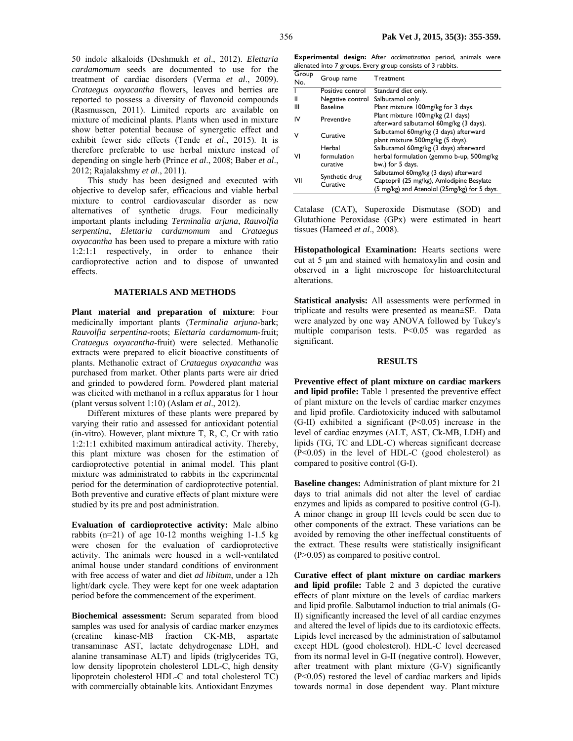50 indole alkaloids (Deshmukh *et al*., 2012). *Elettaria cardamomum* seeds are documented to use for the treatment of cardiac disorders (Verma *et al*., 2009). *Crataegus oxyacantha* flowers, leaves and berries are reported to possess a diversity of flavonoid compounds (Rasmussen, 2011). Limited reports are available on mixture of medicinal plants. Plants when used in mixture show better potential because of synergetic effect and exhibit fewer side effects (Tende *et al*., 2015). It is therefore preferable to use herbal mixture instead of depending on single herb (Prince *et al*., 2008; Baber *et al*., 2012; Rajalakshmy *et al*., 2011).

This study has been designed and executed with objective to develop safer, efficacious and viable herbal mixture to control cardiovascular disorder as new alternatives of synthetic drugs. Four medicinally important plants including *Terminalia arjuna*, *Rauvolfia serpentina*, *Elettaria cardamomum* and *Crataegus oxyacantha* has been used to prepare a mixture with ratio 1:2:1:1 respectively, in order to enhance their cardioprotective action and to dispose of unwanted effects.

## MATERIALS AND METHODS

**Plant material and preparation of mixture**: Four medicinally important plants (*Terminalia arjuna*-bark; *Rauvolfia serpentina*-roots; *Elettaria cardamomum*-fruit; *Crataegus oxyacantha*-fruit) were selected. Methanolic extracts were prepared to elicit bioactive constituents of plants. Methanolic extract of *Crataegus oxyacantha* was purchased from market. Other plants parts were air dried and grinded to powdered form. Powdered plant material was elicited with methanol in a reflux apparatus for 1 hour (plant versus solvent 1:10) (Aslam *et al*., 2012).

Different mixtures of these plants were prepared by varying their ratio and assessed for antioxidant potential (in-vitro). However, plant mixture T, R, C, Cr with ratio 1:2:1:1 exhibited maximum antiradical activity. Thereby, this plant mixture was chosen for the estimation of cardioprotective potential in animal model. This plant mixture was administrated to rabbits in the experimental period for the determination of cardioprotective potential. Both preventive and curative effects of plant mixture were studied by its pre and post administration.

**Evaluation of cardioprotective activity:** Male albino rabbits (n=21) of age 10-12 months weighing 1-1.5 kg were chosen for the evaluation of cardioprotective activity. The animals were housed in a well-ventilated animal house under standard conditions of environment with free access of water and diet *ad libitum*, under a 12h light/dark cycle. They were kept for one week adaptation period before the commencement of the experiment.

**Biochemical assessment:** Serum separated from blood samples was used for analysis of cardiac marker enzymes (creatine kinase-MB fraction CK-MB, aspartate transaminase AST, lactate dehydrogenase LDH, and alanine transaminase ALT) and lipids (triglycerides TG, low density lipoprotein cholesterol LDL-C, high density lipoprotein cholesterol HDL-C and total cholesterol TC) with commercially obtainable kits. Antioxidant Enzymes

**Experimental design:** After *acclimatization* period, animals were alienated into 7 groups. Every group consists of 3 rabbits.

| Group No. | Group name | Treatment |
|---|---|---|
| I | Positive control | Standard diet only. |
| II | Negative control | Salbutamol only. |
| III | Baseline | Plant mixture 100mg/kg for 3 days. |
| IV | Preventive | Plant mixture 100mg/kg (21 days) afterward salbutamol 60mg/kg (3 days). |
| V | Curative | Salbutamol 60mg/kg (3 days) afterward plant mixture 500mg/kg (5 days). |
| VI | Herbal formulation curative | Salbutamol 60mg/kg (3 days) afterward herbal formulation (gemmo b-up, 500mg/kg bw.) for 5 days. |
| VII | Synthetic drug Curative | Salbutamol 60mg/kg (3 days) afterward Captopril (25 mg/kg), Amlodipine Besylate (5 mg/kg) and Atenolol (25mg/kg) for 5 days. |

Catalase (CAT), Superoxide Dismutase (SOD) and Glutathione Peroxidase (GPx) were estimated in heart tissues (Hameed *et al*., 2008).

**Histopathological Examination:** Hearts sections were cut at 5 µm and stained with hematoxylin and eosin and observed in a light microscope for histoarchitectural alterations.

**Statistical analysis:** All assessments were performed in triplicate and results were presented as mean±SE. Data were analyzed by one way ANOVA followed by Tukey's multiple comparison tests. $P<0.05$ was regarded as significant.

## RESULTS

**Preventive effect of plant mixture on cardiac markers and lipid profile:** Table 1 presented the preventive effect of plant mixture on the levels of cardiac marker enzymes and lipid profile. Cardiotoxicity induced with salbutamol (G-II) exhibited a significant ($P<0.05$) increase in the level of cardiac enzymes (ALT, AST, Ck-MB, LDH) and lipids (TG, TC and LDL-C) whereas significant decrease ($P<0.05$) in the level of HDL-C (good cholesterol) as compared to positive control (G-I).

**Baseline changes:** Administration of plant mixture for 21 days to trial animals did not alter the level of cardiac enzymes and lipids as compared to positive control (G-I). A minor change in group III levels could be seen due to other components of the extract. These variations can be avoided by removing the other ineffectual constituents of the extract. These results were statistically insignificant ($P>0.05$) as compared to positive control.

**Curative effect of plant mixture on cardiac markers and lipid profile:** Table 2 and 3 depicted the curative effects of plant mixture on the levels of cardiac markers and lipid profile. Salbutamol induction to trial animals (G-II) significantly increased the level of all cardiac enzymes and altered the level of lipids due to its cardiotoxic effects. Lipids level increased by the administration of salbutamol except HDL (good cholesterol). HDL-C level decreased from its normal level in G-II (negative control). However, after treatment with plant mixture (G-V) significantly ($P<0.05$) restored the level of cardiac markers and lipids towards normal in dose dependent way. Plant mixture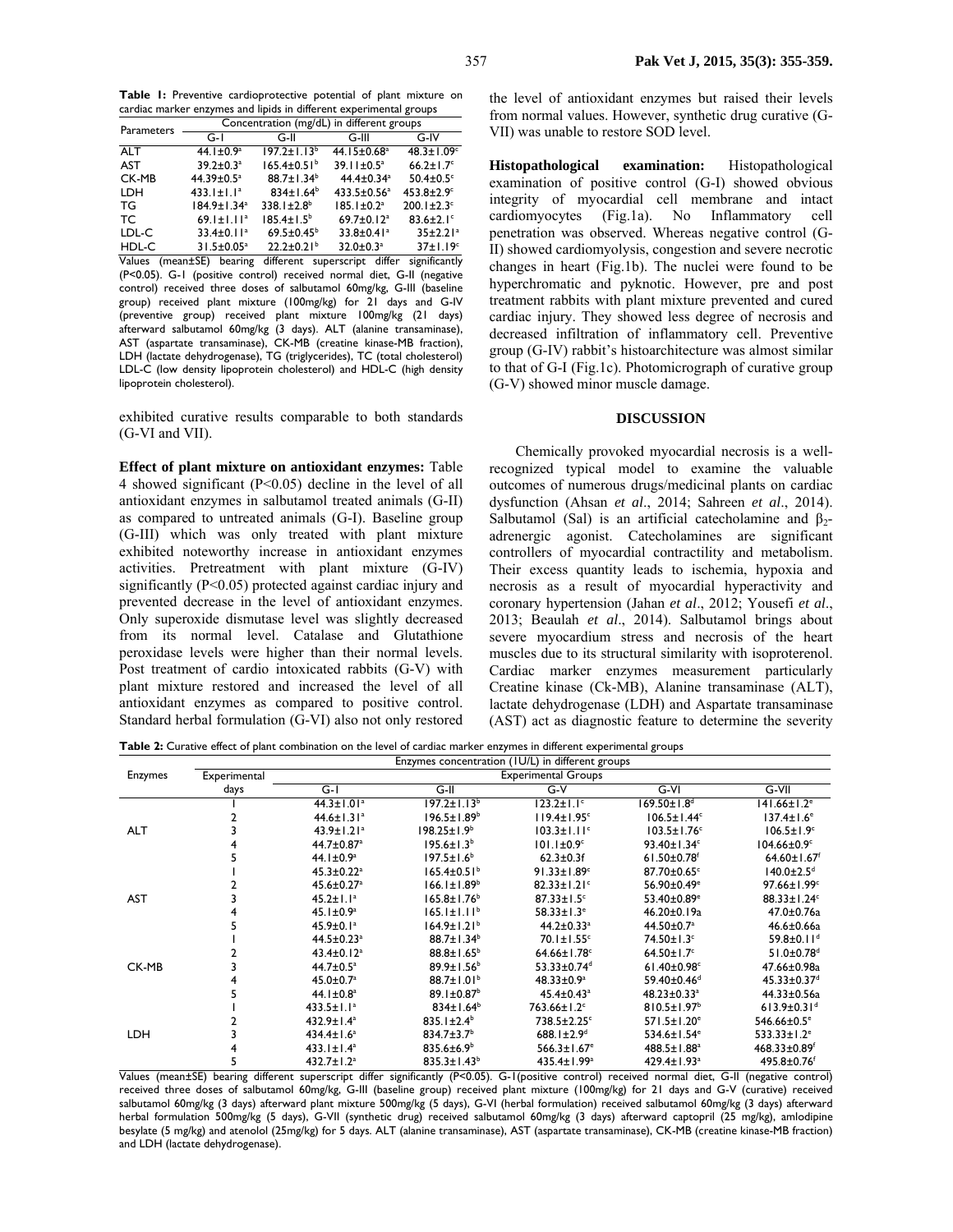**Table 1:** Preventive cardioprotective potential of plant mixture on cardiac marker enzymes and lipids in different experimental groups

| Parameters | Concentration (mg/dL) in different groups | | | |
|---|---|---|---|---|
| | G-I | G-II | G-III | G-IV |
| ALT | 44.1±0.9[a] | 197.2±1.13[b] | 44.15±0.68[a] | 48.3±1.09[c] |
| AST | 39.2±0.3[a] | 165.4±0.51[b] | 39.11±0.5[a] | 66.2±1.7[c] |
| CK-MB | 44.39±0.5[a] | 88.7±1.34[b] | 44.4±0.34[a] | 50.4±0.5[c] |
| LDH | 433.1±1.1[a] | 834±1.64[b] | 433.5±0.56[a] | 453.8±2.9[c] |
| TG | 184.9±1.34[a] | 338.1±2.8[b] | 185.1±0.2[a] | 200.1±2.3[c] |
| TC | 69.1±1.11[a] | 185.4±1.5[b] | 69.7±0.12[a] | 83.6±2.1[c] |
| LDL-C | 33.4±0.11[a] | 69.5±0.45[b] | 33.8±0.41[a] | 35±2.21[a] |
| HDL-C | 31.5±0.05[a] | 22.2±0.21[b] | 32.0±0.3[a] | 37±1.19[c] |

Values (mean±SE) bearing different superscript differ significantly (P<0.05). G-I (positive control) received normal diet, G-II (negative control) received three doses of salbutamol 60mg/kg, G-III (baseline group) received plant mixture (100mg/kg) for 21 days and G-IV (preventive group) received plant mixture 100mg/kg (21 days) afterward salbutamol 60mg/kg (3 days). ALT (alanine transaminase), AST (aspartate transaminase), CK-MB (creatine kinase-MB fraction), LDH (lactate dehydrogenase), TG (triglycerides), TC (total cholesterol) LDL-C (low density lipoprotein cholesterol) and HDL-C (high density lipoprotein cholesterol).

exhibited curative results comparable to both standards (G-VI and VII).

**Effect of plant mixture on antioxidant enzymes:** Table 4 showed significant (P<0.05) decline in the level of all antioxidant enzymes in salbutamol treated animals (G-II) as compared to untreated animals (G-I). Baseline group (G-III) which was only treated with plant mixture exhibited noteworthy increase in antioxidant enzymes activities. Pretreatment with plant mixture (G-IV) significantly (P<0.05) protected against cardiac injury and prevented decrease in the level of antioxidant enzymes. Only superoxide dismutase level was slightly decreased from its normal level. Catalase and Glutathione peroxidase levels were higher than their normal levels. Post treatment of cardio intoxicated rabbits (G-V) with plant mixture restored and increased the level of all antioxidant enzymes as compared to positive control. Standard herbal formulation (G-VI) also not only restored the level of antioxidant enzymes but raised their levels from normal values. However, synthetic drug curative (G-VII) was unable to restore SOD level.

**Histopathological examination:** Histopathological examination of positive control (G-I) showed obvious integrity of myocardial cell membrane and intact cardiomyocytes (Fig.1a). No Inflammatory cell penetration was observed. Whereas negative control (G-II) showed cardiomyolysis, congestion and severe necrotic changes in heart (Fig.1b). The nuclei were found to be hyperchromatic and pyknotic. However, pre and post treatment rabbits with plant mixture prevented and cured cardiac injury. They showed less degree of necrosis and decreased infiltration of inflammatory cell. Preventive group (G-IV) rabbit's histoarchitecture was almost similar to that of G-I (Fig.1c). Photomicrograph of curative group (G-V) showed minor muscle damage.

## DISCUSSION

Chemically provoked myocardial necrosis is a well-recognized typical model to examine the valuable outcomes of numerous drugs/medicinal plants on cardiac dysfunction (Ahsan *et al*., 2014; Sahreen *et al*., 2014). Salbutamol (Sal) is an artificial catecholamine and $\beta_2$-adrenergic agonist. Catecholamines are significant controllers of myocardial contractility and metabolism. Their excess quantity leads to ischemia, hypoxia and necrosis as a result of myocardial hyperactivity and coronary hypertension (Jahan *et al*., 2012; Yousefi *et al*., 2013; Beaulah *et al*., 2014). Salbutamol brings about severe myocardium stress and necrosis of the heart muscles due to its structural similarity with isoproterenol. Cardiac marker enzymes measurement particularly Creatine kinase (Ck-MB), Alanine transaminase (ALT), lactate dehydrogenase (LDH) and Aspartate transaminase (AST) act as diagnostic feature to determine the severity

**Table 2:** Curative effect of plant combination on the level of cardiac marker enzymes in different experimental groups

| Enzymes | Experimental days | Enzymes concentration (IU/L) in different groups | | | | |
|---|---|---|---|---|---|---|
| | | Experimental Groups | | | | |
| | | G-I | G-II | G-V | G-VI | G-VII |
| ALT | 1 | 44.3±1.01[a] | 197.2±1.13[b] | 123.2±1.1[c] | 169.50±1.8[d] | 141.66±1.2[e] |
| | 2 | 44.6±1.31[a] | 196.5±1.89[b] | 119.4±1.95[c] | 106.5±1.44[c] | 137.4±1.6[e] |
| | 3 | 43.9±1.21[a] | 198.25±1.9[b] | 103.3±1.11[c] | 103.5±1.76[c] | 106.5±1.9[c] |
| | 4 | 44.7±0.87[a] | 195.6±1.3[b] | 101.1±0.9[c] | 93.40±1.34[c] | 104.66±0.9[c] |
| | 5 | 44.1±0.9[a] | 197.5±1.6[b] | 62.3±0.3f | 61.50±0.78[f] | 64.60±1.67[f] |
| AST | 1 | 45.3±0.22[a] | 165.4±0.51[b] | 91.33±1.89[c] | 87.70±0.65[c] | 140.0±2.5[d] |
| | 2 | 45.6±0.27[a] | 166.1±1.89[b] | 82.33±1.21[c] | 56.90±0.49[e] | 97.66±1.99[c] |
| | 3 | 45.2±1.1[a] | 165.8±1.76[b] | 87.33±1.5[c] | 53.40±0.89[e] | 88.33±1.24[c] |
| | 4 | 45.1±0.9[a] | 165.1±1.11[b] | 58.33±1.3[e] | 46.20±0.19a | 47.0±0.76a |
| | 5 | 45.9±0.1[a] | 164.9±1.21[b] | 44.2±0.33[a] | 44.50±0.7[a] | 46.6±0.66a |
| CK-MB | 1 | 44.5±0.23[a] | 88.7±1.34[b] | 70.1±1.55[c] | 74.50±1.3[c] | 59.8±0.11[d] |
| | 2 | 43.4±0.12[a] | 88.8±1.65[b] | 64.66±1.78[c] | 64.50±1.7[c] | 51.0±0.78[d] |
| | 3 | 44.7±0.5[a] | 89.9±1.56[b] | 53.33±0.74[d] | 61.40±0.98[c] | 47.66±0.98a |
| | 4 | 45.0±0.7[a] | 88.7±1.01[b] | 48.33±0.9[a] | 59.40±0.46[d] | 45.33±0.37[d] |
| | 5 | 44.1±0.8[a] | 89.1±0.87[b] | 45.4±0.43[a] | 48.23±0.33[a] | 44.33±0.56a |
| LDH | 1 | 433.5±1.1[a] | 834±1.64[b] | 763.66±1.2[c] | 810.5±1.97[b] | 613.9±0.31[d] |
| | 2 | 432.9±1.4[a] | 835.1±2.4[b] | 738.5±2.25[c] | 571.5±1.20[e] | 546.66±0.5[e] |
| | 3 | 434.4±1.6[a] | 834.7±3.7[b] | 688.1±2.9[d] | 534.6±1.54[e] | 533.33±1.2[e] |
| | 4 | 433.1±1.4[a] | 835.6±6.9[b] | 566.3±1.67[e] | 488.5±1.88[a] | 468.33±0.89[f] |
| | 5 | 432.7±1.2[a] | 835.3±1.43[b] | 435.4±1.99[a] | 429.4±1.93[a] | 495.8±0.76[f] |

Values (mean±SE) bearing different superscript differ significantly (P<0.05). G-I(positive control) received normal diet, G-II (negative control) received three doses of salbutamol 60mg/kg, G-III (baseline group) received plant mixture (100mg/kg) for 21 days and G-V (curative) received salbutamol 60mg/kg (3 days) afterward plant mixture 500mg/kg (5 days), G-VI (herbal formulation) received salbutamol 60mg/kg (3 days) afterward herbal formulation 500mg/kg (5 days), G-VII (synthetic drug) received salbutamol 60mg/kg (3 days) afterward captopril (25 mg/kg), amlodipine besylate (5 mg/kg) and atenolol (25mg/kg) for 5 days. ALT (alanine transaminase), AST (aspartate transaminase), CK-MB (creatine kinase-MB fraction) and LDH (lactate dehydrogenase).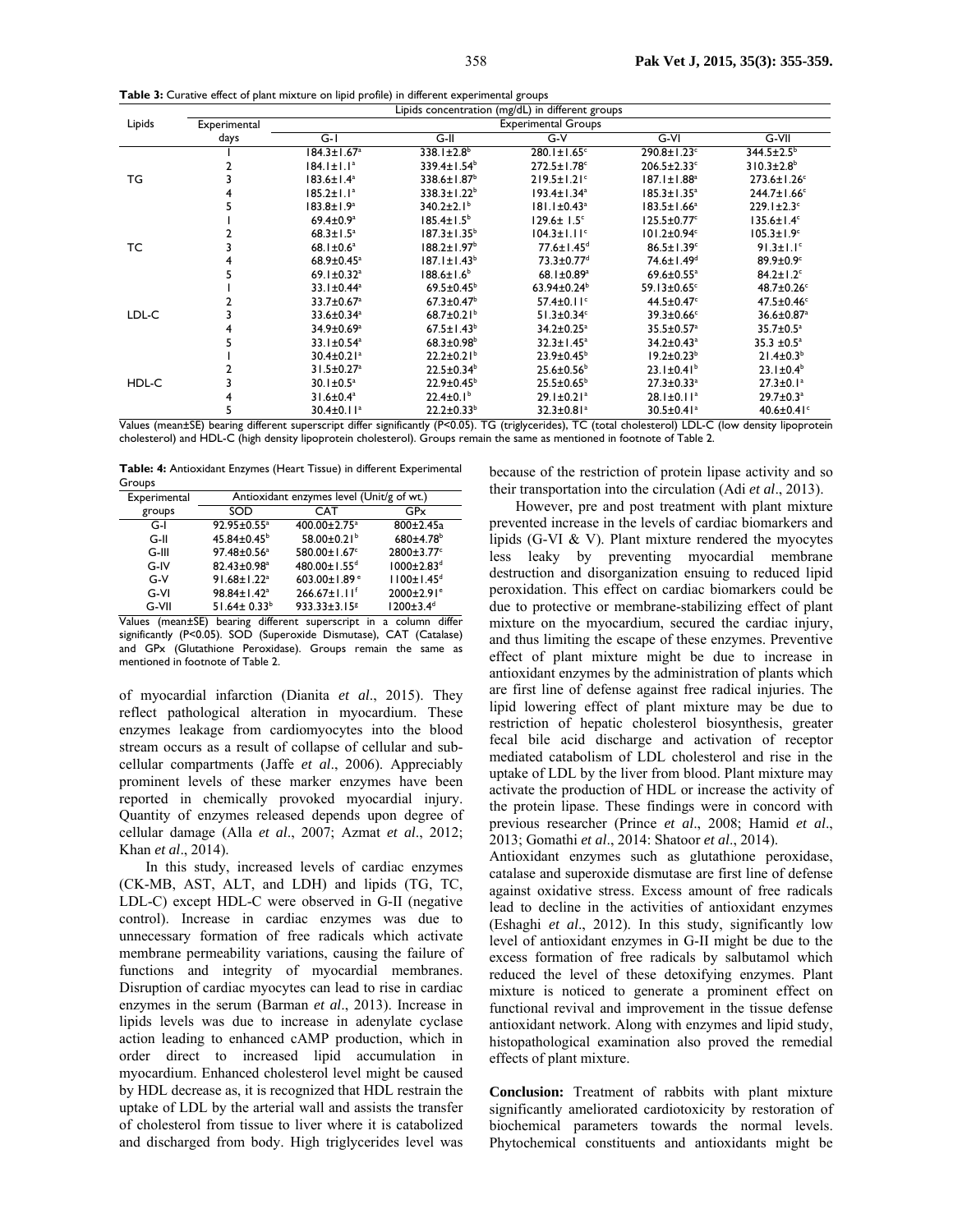**Table 3:** Curative effect of plant mixture on lipid profile) in different experimental groups

| Lipids | Experimental days | Lipids concentration (mg/dL) in different groups | | | | |
|---|---|---|---|---|---|---|
| | | Experimental Groups | | | | |
| | | G-I | G-II | G-V | G-VI | G-VII |
| TG | 1 | 184.3±1.67[a] | 338.1±2.8[b] | 280.1±1.65[c] | 290.8±1.23[c] | 344.5±2.5[b] |
| | 2 | 184.1±1.1[a] | 339.4±1.54[b] | 272.5±1.78[c] | 206.5±2.33[c] | 310.3±2.8[b] |
| | 3 | 183.6±1.4[a] | 338.6±1.87[b] | 219.5±1.21[c] | 187.1±1.88[a] | 273.6±1.26[c] |
| | 4 | 185.2±1.1[a] | 338.3±1.22[b] | 193.4±1.34[a] | 185.3±1.35[a] | 244.7±1.66[c] |
| | 5 | 183.8±1.9[a] | 340.2±2.1[b] | 181.1±0.43[a] | 183.5±1.66[a] | 229.1±2.3[c] |
| TC | 1 | 69.4±0.9[a] | 185.4±1.5[b] | 129.6± 1.5[c] | 125.5±0.77[c] | 135.6±1.4[c] |
| | 2 | 68.3±1.5[a] | 187.3±1.35[b] | 104.3±1.11[c] | 101.2±0.94[c] | 105.3±1.9[c] |
| | 3 | 68.1±0.6[a] | 188.2±1.97[b] | 77.6±1.45[d] | 86.5±1.39[c] | 91.3±1.1[c] |
| | 4 | 68.9±0.45[a] | 187.1±1.43[b] | 73.3±0.77[d] | 74.6±1.49[d] | 89.9±0.9[c] |
| | 5 | 69.1±0.32[a] | 188.6±1.6[b] | 68.1±0.89[a] | 69.6±0.55[a] | 84.2±1.2[c] |
| LDL-C | 1 | 33.1±0.44[a] | 69.5±0.45[b] | 63.94±0.24[b] | 59.13±0.65[c] | 48.7±0.26[c] |
| | 2 | 33.7±0.67[a] | 67.3±0.47[b] | 57.4±0.11[c] | 44.5±0.47[c] | 47.5±0.46[c] |
| | 3 | 33.6±0.34[a] | 68.7±0.21[b] | 51.3±0.34[c] | 39.3±0.66[c] | 36.6±0.87[a] |
| | 4 | 34.9±0.69[a] | 67.5±1.43[b] | 34.2±0.25[a] | 35.5±0.57[a] | 35.7±0.5[a] |
| | 5 | 33.1±0.54[a] | 68.3±0.98[b] | 32.3±1.45[a] | 34.2±0.43[a] | 35.3 ±0.5[a] |
| HDL-C | 1 | 30.4±0.21[a] | 22.2±0.21[b] | 23.9±0.45[b] | 19.2±0.23[b] | 21.4±0.3[b] |
| | 2 | 31.5±0.27[a] | 22.5±0.34[b] | 25.6±0.56[b] | 23.1±0.41[b] | 23.1±0.4[b] |
| | 3 | 30.1±0.5[a] | 22.9±0.45[b] | 25.5±0.65[b] | 27.3±0.33[a] | 27.3±0.1[a] |
| | 4 | 31.6±0.4[a] | 22.4±0.1[b] | 29.1±0.21[a] | 28.1±0.11[a] | 29.7±0.3[a] |
| | 5 | 30.4±0.11[a] | 22.2±0.33[b] | 32.3±0.81[a] | 30.5±0.41[a] | 40.6±0.41[c] |

Values (mean±SE) bearing different superscript differ significantly (P<0.05). TG (triglycerides), TC (total cholesterol) LDL-C (low density lipoprotein cholesterol) and HDL-C (high density lipoprotein cholesterol). Groups remain the same as mentioned in footnote of Table 2.

**Table: 4:** Antioxidant Enzymes (Heart Tissue) in different Experimental Groups

| Experimental groups | Antioxidant enzymes level (Unit/g of wt.) | | |
|---|---|---|---|
| | SOD | CAT | GPx |
| G-I | 92.95±0.55[a] | 400.00±2.75[a] | 800±2.45a |
| G-II | 45.84±0.45[b] | 58.00±0.21[b] | 680±4.78[b] |
| G-III | 97.48±0.56[a] | 580.00±1.67[c] | 2800±3.77[c] |
| G-IV | 82.43±0.98[a] | 480.00±1.55[d] | 1000±2.83[d] |
| G-V | 91.68±1.22[a] | 603.00±1.89[e] | 1100±1.45[d] |
| G-VI | 98.84±1.42[a] | 266.67±1.11[f] | 2000±2.91[e] |
| G-VII | 51.64± 0.33[b] | 933.33±3.15[g] | 1200±3.4[d] |

Values (mean±SE) bearing different superscript in a column differ significantly (P<0.05). SOD (Superoxide Dismutase), CAT (Catalase) and GPx (Glutathione Peroxidase). Groups remain the same as mentioned in footnote of Table 2.

of myocardial infarction (Dianita *et al*., 2015). They reflect pathological alteration in myocardium. These enzymes leakage from cardiomyocytes into the blood stream occurs as a result of collapse of cellular and sub-cellular compartments (Jaffe *et al*., 2006). Appreciably prominent levels of these marker enzymes have been reported in chemically provoked myocardial injury. Quantity of enzymes released depends upon degree of cellular damage (Alla *et al*., 2007; Azmat *et al*., 2012; Khan *et al*., 2014).

In this study, increased levels of cardiac enzymes (CK-MB, AST, ALT, and LDH) and lipids (TG, TC, LDL-C) except HDL-C were observed in G-II (negative control). Increase in cardiac enzymes was due to unnecessary formation of free radicals which activate membrane permeability variations, causing the failure of functions and integrity of myocardial membranes. Disruption of cardiac myocytes can lead to rise in cardiac enzymes in the serum (Barman *et al*., 2013). Increase in lipids levels was due to increase in adenylate cyclase action leading to enhanced cAMP production, which in order direct to increased lipid accumulation in myocardium. Enhanced cholesterol level might be caused by HDL decrease as, it is recognized that HDL restrain the uptake of LDL by the arterial wall and assists the transfer of cholesterol from tissue to liver where it is catabolized and discharged from body. High triglycerides level was because of the restriction of protein lipase activity and so their transportation into the circulation (Adi *et al*., 2013).

However, pre and post treatment with plant mixture prevented increase in the levels of cardiac biomarkers and lipids (G-VI & V). Plant mixture rendered the myocytes less leaky by preventing myocardial membrane destruction and disorganization ensuing to reduced lipid peroxidation. This effect on cardiac biomarkers could be due to protective or membrane-stabilizing effect of plant mixture on the myocardium, secured the cardiac injury, and thus limiting the escape of these enzymes. Preventive effect of plant mixture might be due to increase in antioxidant enzymes by the administration of plants which are first line of defense against free radical injuries. The lipid lowering effect of plant mixture may be due to restriction of hepatic cholesterol biosynthesis, greater fecal bile acid discharge and activation of receptor mediated catabolism of LDL cholesterol and rise in the uptake of LDL by the liver from blood. Plant mixture may activate the production of HDL or increase the activity of the protein lipase. These findings were in concord with previous researcher (Prince *et al*., 2008; Hamid *et al*., 2013; Gomathi *et al*., 2014: Shatoor *et al*., 2014).

Antioxidant enzymes such as glutathione peroxidase, catalase and superoxide dismutase are first line of defense against oxidative stress. Excess amount of free radicals lead to decline in the activities of antioxidant enzymes (Eshaghi *et al*., 2012). In this study, significantly low level of antioxidant enzymes in G-II might be due to the excess formation of free radicals by salbutamol which reduced the level of these detoxifying enzymes. Plant mixture is noticed to generate a prominent effect on functional revival and improvement in the tissue defense antioxidant network. Along with enzymes and lipid study, histopathological examination also proved the remedial effects of plant mixture.

**Conclusion:** Treatment of rabbits with plant mixture significantly ameliorated cardiotoxicity by restoration of biochemical parameters towards the normal levels. Phytochemical constituents and antioxidants might be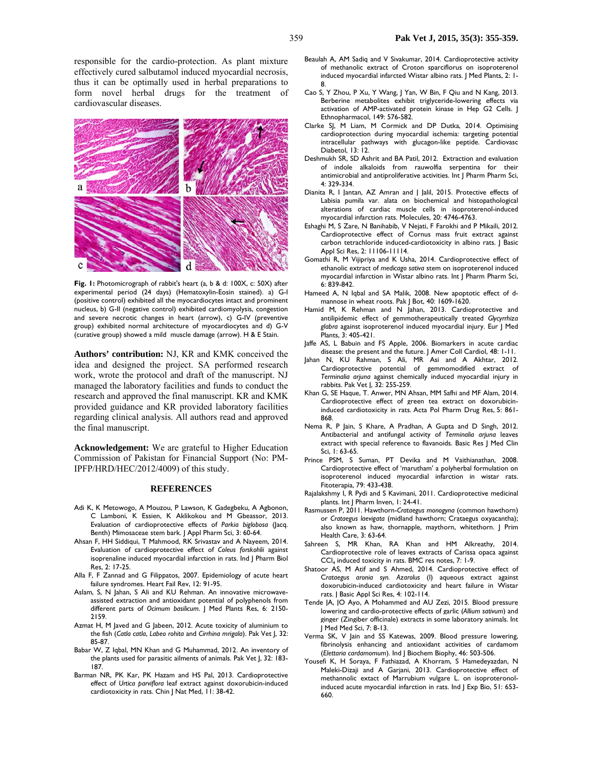responsible for the cardio-protection. As plant mixture effectively cured salbutamol induced myocardial necrosis, thus it can be optimally used in herbal preparations to form novel herbal drugs for the treatment of cardiovascular diseases.

**Fig. 1:** Photomicrograph of rabbit's heart (a, b & d: 100X, c: 50X) after experimental period (24 days) (Hematoxylin-Eosin stained). a) G-I (positive control) exhibited all the myocardiocytes intact and prominent nucleus, b) G-II (negative control) exhibited cardiomyolysis, congestion and severe necrotic changes in heart (arrow), c) G-IV (preventive group) exhibited normal architecture of myocardiocytes and d) G-V (curative group) showed a mild muscle damage (arrow). H & E Stain.

**Authors' contribution:** NJ, KR and KMK conceived the idea and designed the project. SA performed research work, wrote the protocol and draft of the manuscript. NJ managed the laboratory facilities and funds to conduct the research and approved the final manuscript. KR and KMK provided guidance and KR provided laboratory facilities regarding clinical analysis. All authors read and approved the final manuscript.

**Acknowledgement:** We are grateful to Higher Education Commission of Pakistan for Financial Support (No: PM-IPFP/HRD/HEC/2012/4009) of this study.

## REFERENCES

Adi K, K Metowogo, A Mouzou, P Lawson, K Gadegbeku, A Agbonon, C Lamboni, K Essien, K Aklikokou and M Gbeassor, 2013. Evaluation of cardioprotective effects of *Parkia biglobosa* (Jacq. Benth) Mimosaceae stem bark. J Appl Pharm Sci, 3: 60-64.

Ahsan F, HH Siddiqui, T Mahmood, RK Srivastav and A Nayeem, 2014. Evaluation of cardioprotective effect of *Coleus forskohlii* against isoprenaline induced myocardial infarction in rats. Ind J Pharm Biol Res, 2: 17-25.

Alla F, F Zannad and G Filippatos, 2007. Epidemiology of acute heart failure syndromes. Heart Fail Rev, 12: 91-95.

Aslam, S, N Jahan, S Ali and KU Rehman. An innovative microwave-assisted extraction and antioxidant potential of polyphenols from different parts of *Ocimum basilicum*. J Med Plants Res, 6: 2150-2159.

Azmat H, M Javed and G Jabeen, 2012. Acute toxicity of aluminium to the fish (*Catla catla*, *Labeo rohita* and *Cirrhina mrigala*). Pak Vet J, 32: 85-87.

Babar W, Z Iqbal, MN Khan and G Muhammad, 2012. An inventory of the plants used for parasitic ailments of animals. Pak Vet J, 32: 183-187.

Barman NR, PK Kar, PK Hazam and HS Pal, 2013. Cardioprotective effect of *Urtica parviflora* leaf extract against doxorubicin-induced cardiotoxicity in rats. Chin J Nat Med, 11: 38-42.

Beaulah A, AM Sadiq and V Sivakumar, 2014. Cardioprotective activity of methanolic extract of Croton sparciflorus on isoproterenol induced myocardial infarcted Wistar albino rats. J Med Plants, 2: 1-8.

Cao S, Y Zhou, P Xu, Y Wang, J Yan, W Bin, F Qiu and N Kang, 2013. Berberine metabolites exhibit triglyceride-lowering effects via activation of AMP-activated protein kinase in Hep G2 Cells. J Ethnopharmacol, 149: 576-582.

Clarke SJ, M Liam, M Cormick and DP Dutka, 2014. Optimising cardioprotection during myocardial ischemia: targeting potential intracellular pathways with glucagon-like peptide. Cardiovasc Diabetol, 13: 12.

Deshmukh SR, SD Ashrit and BA Patil, 2012. Extraction and evaluation of indole alkaloids from rauwolfia serpentina for their antimicrobial and antiproliferative activities. Int J Pharm Pharm Sci, 4: 329-334.

Dianita R, I Jantan, AZ Amran and J Jalil, 2015. Protective effects of Labisia pumila var. alata on biochemical and histopathological alterations of cardiac muscle cells in isoproterenol-induced myocardial infarction rats. Molecules, 20: 4746-4763.

Eshaghi M, S Zare, N Banihabib, V Nejati, F Farokhi and P Mikaili, 2012. Cardioprotective effect of Cornus mass fruit extract against carbon tetrachloride induced-cardiotoxicity in albino rats. J Basic Appl Sci Res, 2: 11106-11114.

Gomathi R, M Vijipriya and K Usha, 2014. Cardioprotective effect of ethanolic extract of *medicago sativa* stem on isoproterenol induced myocardial infarction in Wistar albino rats. Int J Pharm Pharm Sci, 6: 839-842.

Hameed A, N Iqbal and SA Malik, 2008. New apoptotic effect of d-mannose in wheat roots. Pak J Bot, 40: 1609-1620.

Hamid M, K Rehman and N Jahan, 2013. Cardioprotective and antilipidemic effect of gemmotherapeutically treated *Glycyrrhiza glabra* against isoproterenol induced myocardial injury. Eur J Med Plants, 3: 405-421.

Jaffe AS, L Babuin and FS Apple, 2006. Biomarkers in acute cardiac disease: the present and the future. J Amer Coll Cardiol, 48: 1-11.

Jahan N, KU Rahman, S Ali, MR Asi and A Akhtar, 2012. Cardioprotective potential of gemmomodified extract of *Terminalia arjuna* against chemically induced myocardial injury in rabbits. Pak Vet J, 32: 255-259.

Khan G, SE Haque, T. Anwer, MN Ahsan, MM Safhi and MF Alam, 2014. Cardioprotective effect of green tea extract on doxorubicin-induced cardiotoxicity in rats. Acta Pol Pharm Drug Res, 5: 861-868.

Nema R, P Jain, S Khare, A Pradhan, A Gupta and D Singh, 2012. Antibacterial and antifungal activity of *Terminalia arjuna* leaves extract with special reference to flavanoids. Basic Res J Med Clin Sci, 1: 63-65.

Prince PSM, S Suman, PT Devika and M Vaithianathan, 2008. Cardioprotective effect of 'marutham' a polyherbal formulation on isoproterenol induced myocardial infarction in wistar rats. Fitoterapia, 79: 433-438.

Rajalakshmy I, R Pydi and S Kavimani, 2011. Cardioprotective medicinal plants. Int J Pharm Inven, 1: 24-41.

Rasmussen P, 2011. Hawthorn-*Crataegus monogyna* (common hawthorn) or *Crataegus laevigata* (midland hawthorn; Crataegus oxyacantha); also known as haw, thornapple, maythorn, whitethorn. J Prim Health Care, 3: 63-64.

Sahreen S, MR Khan, RA Khan and HM Alkreathy, 2014. Cardioprotective role of leaves extracts of Carissa opaca against $CCl_4$ induced toxicity in rats. BMC res notes, 7: 1-9.

Shatoor AS, M Atif and S Ahmed, 2014. Cardioprotective effect of *Crataegus aronia syn. Azarolus* (l) aqueous extract against doxorubicin-induced cardiotoxicity and heart failure in Wistar rats. J Basic Appl Sci Res, 4: 102-114.

Tende JA, JO Ayo, A Mohammed and AU Zezi, 2015. Blood pressure lowering and cardio-protective effects of garlic (*Allium sativum*) and ginger (Zingiber officinale) extracts in some laboratory animals. Int J Med Med Sci, 7: 8-13.

Verma SK, V Jain and SS Katewas, 2009. Blood pressure lowering, fibrinolysis enhancing and antioxidant activities of cardamom (*Elettaria cardamomum*). Ind J Biochem Biophy, 46: 503-506.

Yousefi K, H Soraya, F Fathiazad, A Khorram, S Hamedeyazdan, N Maleki-Dizaji and A Garjani, 2013. Cardioprotective effect of methannolic extact of Marrubium vulgare L. on isoproterenol-induced acute myocardial infarction in rats. Ind J Exp Bio, 51: 653-660.